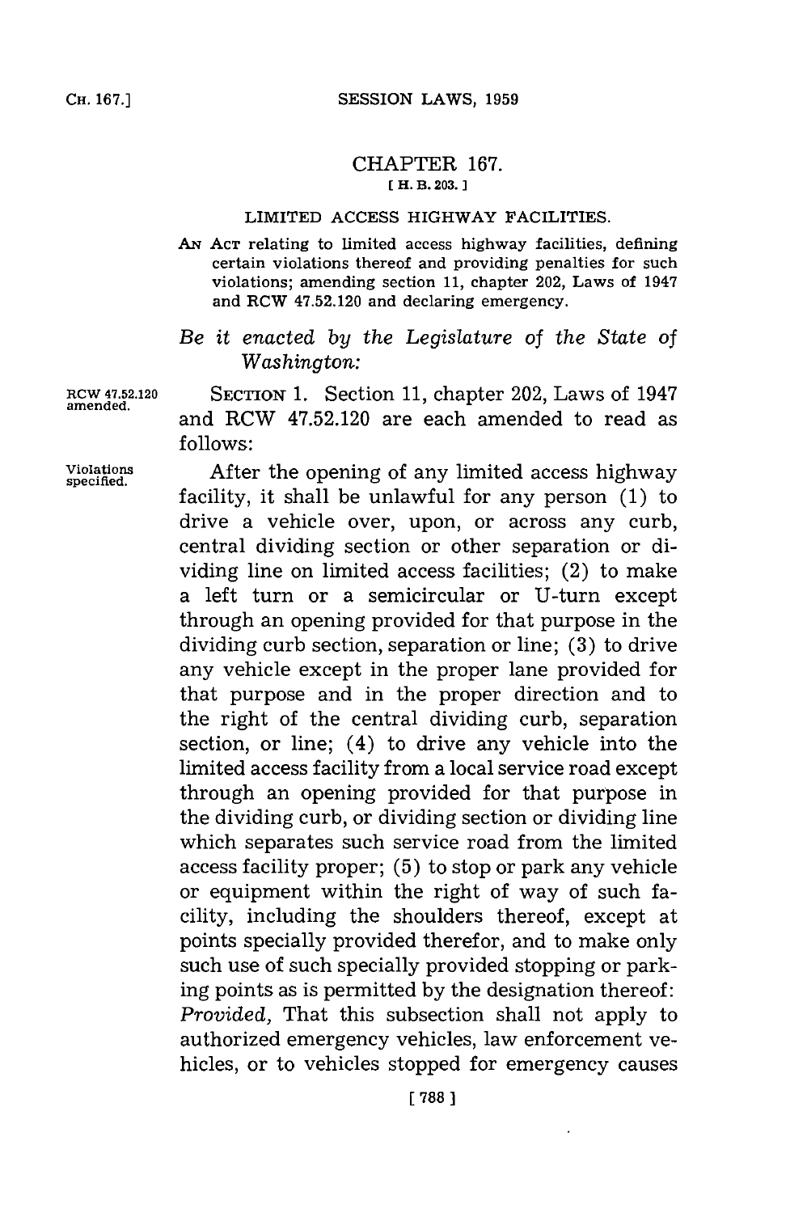# CHAPTER 167.

[H. B. 203.]

## LIMITED ACCESS HIGHWAY FACILITIES.

AN ACT relating to limited access highway facilities, defining certain violations thereof and providing penalties for such violations; amending section 11, chapter 202, Laws of 1947 and RCW 47.52.120 and declaring emergency.

*Be it enacted by the Legislature of the State of Washington:*

RCW 47.52.120 amended.

SECTION 1. Section 11, chapter 202, Laws of 1947 and RCW 47.52.120 are each amended to read as follows:

Violations specified.

After the opening of any limited access highway facility, it shall be unlawful for any person (1) to drive a vehicle over, upon, or across any curb, central dividing section or other separation or dividing line on limited access facilities; (2) to make a left turn or a semicircular or U-turn except through an opening provided for that purpose in the dividing curb section, separation or line; (3) to drive any vehicle except in the proper lane provided for that purpose and in the proper direction and to the right of the central dividing curb, separation section, or line; (4) to drive any vehicle into the limited access facility from a local service road except through an opening provided for that purpose in the dividing curb, or dividing section or dividing line which separates such service road from the limited access facility proper; (5) to stop or park any vehicle or equipment within the right of way of such facility, including the shoulders thereof, except at points specially provided therefor, and to make only such use of such specially provided stopping or parking points as is permitted by the designation thereof: *Provided,* That this subsection shall not apply to authorized emergency vehicles, law enforcement vehicles, or to vehicles stopped for emergency causes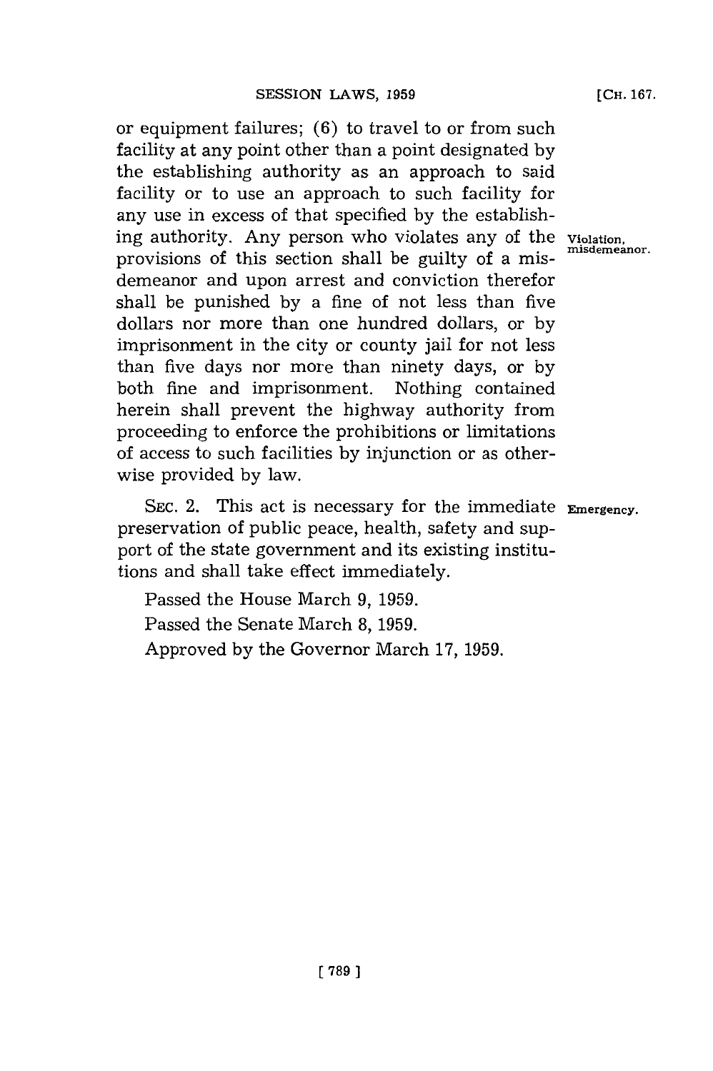or equipment failures; (6) to travel to or from such facility at any point other than a point designated by the establishing authority as an approach to said facility or to use an approach to such facility for any use in excess of that specified by the establishing authority. Any person who violates any of the provisions of this section shall be guilty of a misdemeanor and upon arrest and conviction therefor shall be punished by a fine of not less than five dollars nor more than one hundred dollars, or by imprisonment in the city or county jail for not less than five days nor more than ninety days, or by both fine and imprisonment. Nothing contained herein shall prevent the highway authority from proceeding to enforce the prohibitions or limitations of access to such facilities by injunction or as otherwise provided by law.

Violation, misdemeanor.

SEC. 2. This act is necessary for the immediate preservation of public peace, health, safety and support of the state government and its existing institutions and shall take effect immediately.

Emergency.

Passed the House March 9, 1959.

Passed the Senate March 8, 1959.

Approved by the Governor March 17, 1959.